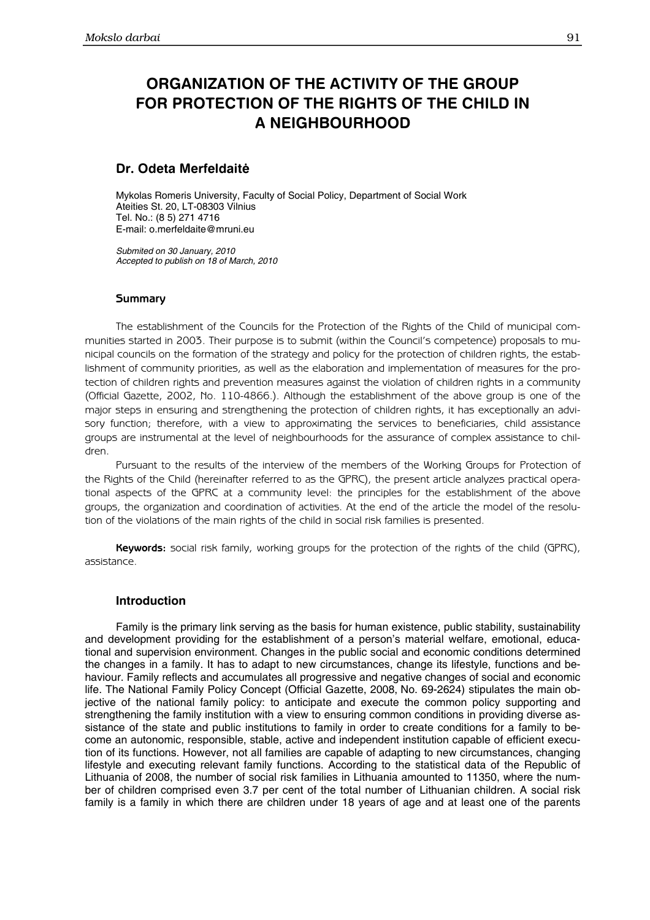# ORGANIZATION OF THE ACTIVITY OF THE GROUP FOR PROTECTION OF THE RIGHTS OF THE CHILD IN A NEIGHBOURHOOD

### Dr. Odeta Merfeldaitė

Mykolas Romeris University, Faculty of Social Policy, Department of Social Work
Ateities St. 20, LT-08303 Vilnius
Tel. No.: (8 5) 271 4716
E-mail: o.merfeldaite@mruni.eu

*Submited on 30 January, 2010*
*Accepted to publish on 18 of March, 2010*

## Summary

The establishment of the Councils for the Protection of the Rights of the Child of municipal communities started in 2003. Their purpose is to submit (within the Council's competence) proposals to municipal councils on the formation of the strategy and policy for the protection of children rights, the establishment of community priorities, as well as the elaboration and implementation of measures for the protection of children rights and prevention measures against the violation of children rights in a community (Official Gazette, 2002, No. 110-4866.). Although the establishment of the above group is one of the major steps in ensuring and strengthening the protection of children rights, it has exceptionally an advisory function; therefore, with a view to approximating the services to beneficiaries, child assistance groups are instrumental at the level of neighbourhoods for the assurance of complex assistance to children.

Pursuant to the results of the interview of the members of the Working Groups for Protection of the Rights of the Child (hereinafter referred to as the GPRC), the present article analyzes practical operational aspects of the GPRC at a community level: the principles for the establishment of the above groups, the organization and coordination of activities. At the end of the article the model of the resolution of the violations of the main rights of the child in social risk families is presented.

**Keywords:** social risk family, working groups for the protection of the rights of the child (GPRC), assistance.

## Introduction

Family is the primary link serving as the basis for human existence, public stability, sustainability and development providing for the establishment of a person's material welfare, emotional, educational and supervision environment. Changes in the public social and economic conditions determined the changes in a family. It has to adapt to new circumstances, change its lifestyle, functions and behaviour. Family reflects and accumulates all progressive and negative changes of social and economic life. The National Family Policy Concept (Official Gazette, 2008, No. 69-2624) stipulates the main objective of the national family policy: to anticipate and execute the common policy supporting and strengthening the family institution with a view to ensuring common conditions in providing diverse assistance of the state and public institutions to family in order to create conditions for a family to become an autonomic, responsible, stable, active and independent institution capable of efficient execution of its functions. However, not all families are capable of adapting to new circumstances, changing lifestyle and executing relevant family functions. According to the statistical data of the Republic of Lithuania of 2008, the number of social risk families in Lithuania amounted to 11350, where the number of children comprised even 3.7 per cent of the total number of Lithuanian children. A social risk family is a family in which there are children under 18 years of age and at least one of the parents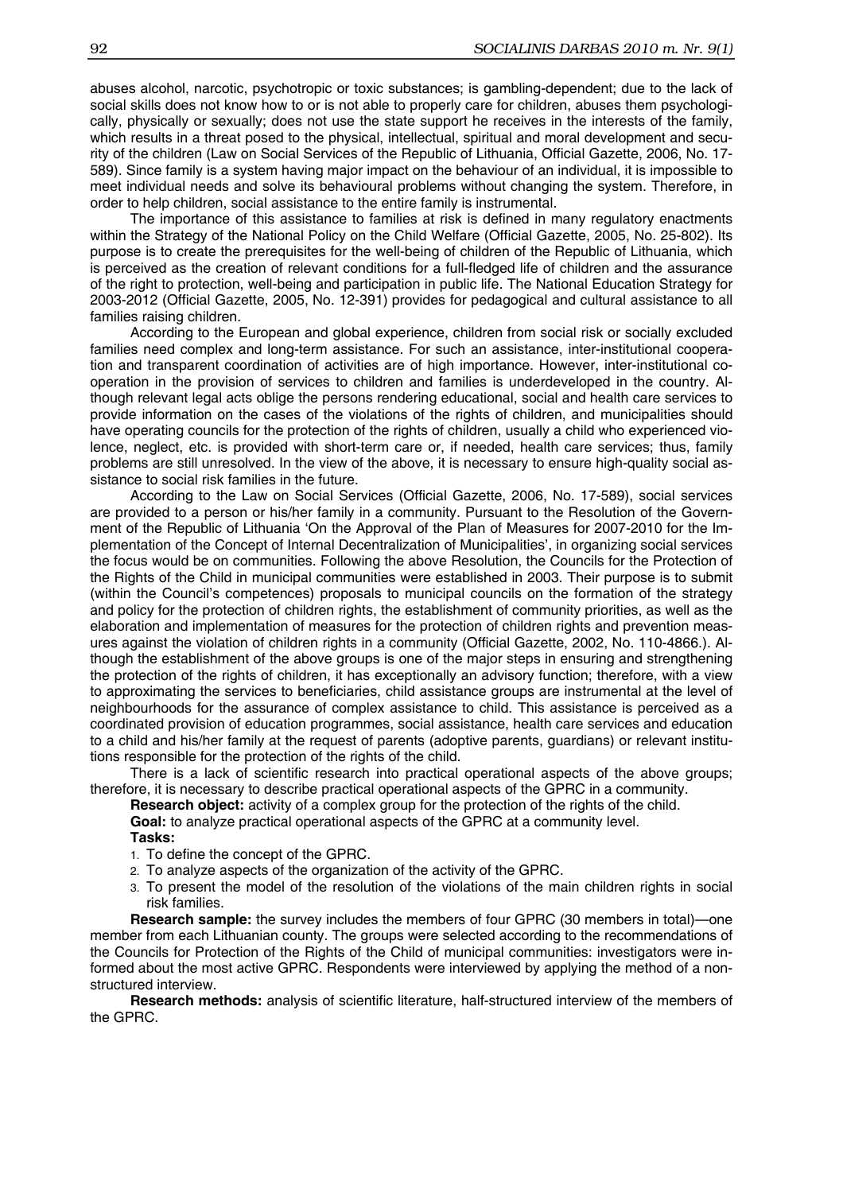abuses alcohol, narcotic, psychotropic or toxic substances; is gambling-dependent; due to the lack of social skills does not know how to or is not able to properly care for children, abuses them psychologically, physically or sexually; does not use the state support he receives in the interests of the family, which results in a threat posed to the physical, intellectual, spiritual and moral development and security of the children (Law on Social Services of the Republic of Lithuania, Official Gazette, 2006, No. 17-589). Since family is a system having major impact on the behaviour of an individual, it is impossible to meet individual needs and solve its behavioural problems without changing the system. Therefore, in order to help children, social assistance to the entire family is instrumental.

The importance of this assistance to families at risk is defined in many regulatory enactments within the Strategy of the National Policy on the Child Welfare (Official Gazette, 2005, No. 25-802). Its purpose is to create the prerequisites for the well-being of children of the Republic of Lithuania, which is perceived as the creation of relevant conditions for a full-fledged life of children and the assurance of the right to protection, well-being and participation in public life. The National Education Strategy for 2003-2012 (Official Gazette, 2005, No. 12-391) provides for pedagogical and cultural assistance to all families raising children.

According to the European and global experience, children from social risk or socially excluded families need complex and long-term assistance. For such an assistance, inter-institutional cooperation and transparent coordination of activities are of high importance. However, inter-institutional cooperation in the provision of services to children and families is underdeveloped in the country. Although relevant legal acts oblige the persons rendering educational, social and health care services to provide information on the cases of the violations of the rights of children, and municipalities should have operating councils for the protection of the rights of children, usually a child who experienced violence, neglect, etc. is provided with short-term care or, if needed, health care services; thus, family problems are still unresolved. In the view of the above, it is necessary to ensure high-quality social assistance to social risk families in the future.

According to the Law on Social Services (Official Gazette, 2006, No. 17-589), social services are provided to a person or his/her family in a community. Pursuant to the Resolution of the Government of the Republic of Lithuania 'On the Approval of the Plan of Measures for 2007-2010 for the Implementation of the Concept of Internal Decentralization of Municipalities', in organizing social services the focus would be on communities. Following the above Resolution, the Councils for the Protection of the Rights of the Child in municipal communities were established in 2003. Their purpose is to submit (within the Council's competences) proposals to municipal councils on the formation of the strategy and policy for the protection of children rights, the establishment of community priorities, as well as the elaboration and implementation of measures for the protection of children rights and prevention measures against the violation of children rights in a community (Official Gazette, 2002, No. 110-4866.). Although the establishment of the above groups is one of the major steps in ensuring and strengthening the protection of the rights of children, it has exceptionally an advisory function; therefore, with a view to approximating the services to beneficiaries, child assistance groups are instrumental at the level of neighbourhoods for the assurance of complex assistance to child. This assistance is perceived as a coordinated provision of education programmes, social assistance, health care services and education to a child and his/her family at the request of parents (adoptive parents, guardians) or relevant institutions responsible for the protection of the rights of the child.

There is a lack of scientific research into practical operational aspects of the above groups; therefore, it is necessary to describe practical operational aspects of the GPRC in a community.

**Research object:** activity of a complex group for the protection of the rights of the child.

**Goal:** to analyze practical operational aspects of the GPRC at a community level.

**Tasks:**

1. To define the concept of the GPRC.
2. To analyze aspects of the organization of the activity of the GPRC.
3. To present the model of the resolution of the violations of the main children rights in social risk families.

**Research sample:** the survey includes the members of four GPRC (30 members in total)—one member from each Lithuanian county. The groups were selected according to the recommendations of the Councils for Protection of the Rights of the Child of municipal communities: investigators were informed about the most active GPRC. Respondents were interviewed by applying the method of a non-structured interview.

**Research methods:** analysis of scientific literature, half-structured interview of the members of the GPRC.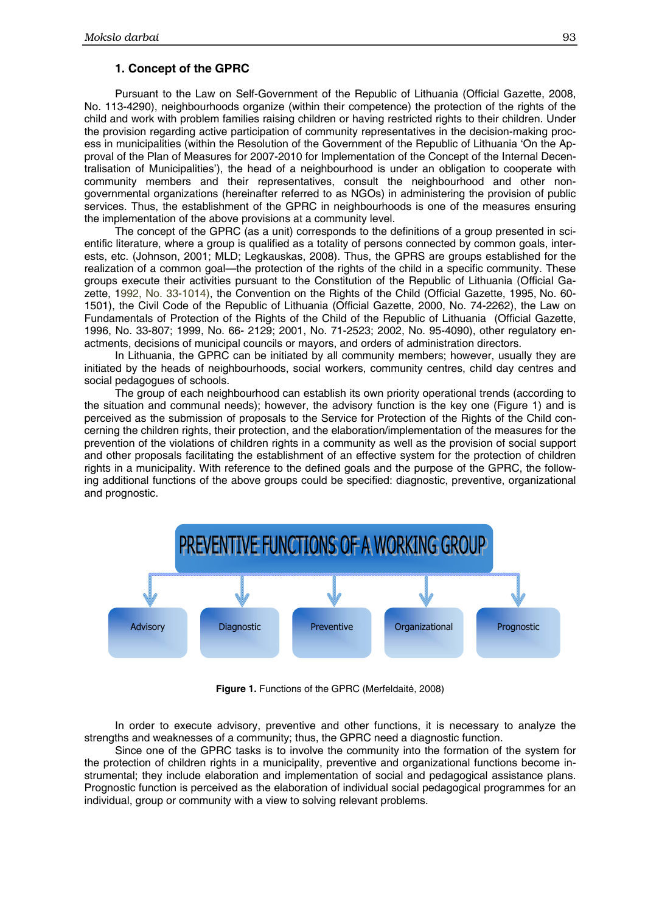## 1. Concept of the GPRC

Pursuant to the Law on Self-Government of the Republic of Lithuania (Official Gazette, 2008, No. 113-4290), neighbourhoods organize (within their competence) the protection of the rights of the child and work with problem families raising children or having restricted rights to their children. Under the provision regarding active participation of community representatives in the decision-making process in municipalities (within the Resolution of the Government of the Republic of Lithuania 'On the Approval of the Plan of Measures for 2007-2010 for Implementation of the Concept of the Internal Decentralisation of Municipalities'), the head of a neighbourhood is under an obligation to cooperate with community members and their representatives, consult the neighbourhood and other non-governmental organizations (hereinafter referred to as NGOs) in administering the provision of public services. Thus, the establishment of the GPRC in neighbourhoods is one of the measures ensuring the implementation of the above provisions at a community level.

The concept of the GPRC (as a unit) corresponds to the definitions of a group presented in scientific literature, where a group is qualified as a totality of persons connected by common goals, interests, etc. (Johnson, 2001; MLD; Legkauskas, 2008). Thus, the GPRS are groups established for the realization of a common goal—the protection of the rights of the child in a specific community. These groups execute their activities pursuant to the Constitution of the Republic of Lithuania (Official Gazette, 1992, No. 33-1014), the Convention on the Rights of the Child (Official Gazette, 1995, No. 60-1501), the Civil Code of the Republic of Lithuania (Official Gazette, 2000, No. 74-2262), the Law on Fundamentals of Protection of the Rights of the Child of the Republic of Lithuania (Official Gazette, 1996, No. 33-807; 1999, No. 66- 2129; 2001, No. 71-2523; 2002, No. 95-4090), other regulatory enactments, decisions of municipal councils or mayors, and orders of administration directors.

In Lithuania, the GPRC can be initiated by all community members; however, usually they are initiated by the heads of neighbourhoods, social workers, community centres, child day centres and social pedagogues of schools.

The group of each neighbourhood can establish its own priority operational trends (according to the situation and communal needs); however, the advisory function is the key one (Figure 1) and is perceived as the submission of proposals to the Service for Protection of the Rights of the Child concerning the children rights, their protection, and the elaboration/implementation of the measures for the prevention of the violations of children rights in a community as well as the provision of social support and other proposals facilitating the establishment of an effective system for the protection of children rights in a municipality. With reference to the defined goals and the purpose of the GPRC, the following additional functions of the above groups could be specified: diagnostic, preventive, organizational and prognostic.

PREVENTIVE FUNCTIONS OF A WORKING GROUP

Advisory | Diagnostic | Preventive | Organizational | Prognostic

**Figure 1.** Functions of the GPRC (Merfeldaitė, 2008)

In order to execute advisory, preventive and other functions, it is necessary to analyze the strengths and weaknesses of a community; thus, the GPRC need a diagnostic function.

Since one of the GPRC tasks is to involve the community into the formation of the system for the protection of children rights in a municipality, preventive and organizational functions become instrumental; they include elaboration and implementation of social and pedagogical assistance plans. Prognostic function is perceived as the elaboration of individual social pedagogical programmes for an individual, group or community with a view to solving relevant problems.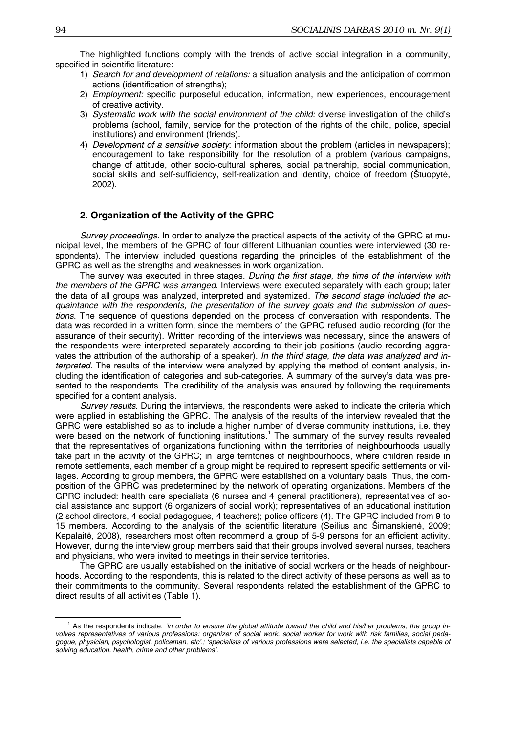The highlighted functions comply with the trends of active social integration in a community, specified in scientific literature:

1) *Search for and development of relations:* a situation analysis and the anticipation of common actions (identification of strengths);
2) *Employment:* specific purposeful education, information, new experiences, encouragement of creative activity.
3) *Systematic work with the social environment of the child:* diverse investigation of the child's problems (school, family, service for the protection of the rights of the child, police, special institutions) and environment (friends).
4) *Development of a sensitive society*: information about the problem (articles in newspapers); encouragement to take responsibility for the resolution of a problem (various campaigns, change of attitude, other socio-cultural spheres, social partnership, social communication, social skills and self-sufficiency, self-realization and identity, choice of freedom (Štuopytė, 2002).

## 2. Organization of the Activity of the GPRC

*Survey proceedings.* In order to analyze the practical aspects of the activity of the GPRC at municipal level, the members of the GPRC of four different Lithuanian counties were interviewed (30 respondents). The interview included questions regarding the principles of the establishment of the GPRC as well as the strengths and weaknesses in work organization.

The survey was executed in three stages. *During the first stage, the time of the interview with the members of the GPRC was arranged*. Interviews were executed separately with each group; later the data of all groups was analyzed, interpreted and systemized. *The second stage included the acquaintance with the respondents, the presentation of the survey goals and the submission of questions*. The sequence of questions depended on the process of conversation with respondents. The data was recorded in a written form, since the members of the GPRC refused audio recording (for the assurance of their security). Written recording of the interviews was necessary, since the answers of the respondents were interpreted separately according to their job positions (audio recording aggravates the attribution of the authorship of a speaker). *In the third stage, the data was analyzed and interpreted*. The results of the interview were analyzed by applying the method of content analysis, including the identification of categories and sub-categories. A summary of the survey's data was presented to the respondents. The credibility of the analysis was ensured by following the requirements specified for a content analysis.

*Survey results*. During the interviews, the respondents were asked to indicate the criteria which were applied in establishing the GPRC. The analysis of the results of the interview revealed that the GPRC were established so as to include a higher number of diverse community institutions, i.e. they were based on the network of functioning institutions.[1] The summary of the survey results revealed that the representatives of organizations functioning within the territories of neighbourhoods usually take part in the activity of the GPRC; in large territories of neighbourhoods, where children reside in remote settlements, each member of a group might be required to represent specific settlements or villages. According to group members, the GPRC were established on a voluntary basis. Thus, the composition of the GPRC was predetermined by the network of operating organizations. Members of the GPRC included: health care specialists (6 nurses and 4 general practitioners), representatives of social assistance and support (6 organizers of social work); representatives of an educational institution (2 school directors, 4 social pedagogues, 4 teachers); police officers (4). The GPRC included from 9 to 15 members. According to the analysis of the scientific literature (Seilius and Šimanskienė, 2009; Kepalaitė, 2008), researchers most often recommend a group of 5-9 persons for an efficient activity. However, during the interview group members said that their groups involved several nurses, teachers and physicians, who were invited to meetings in their service territories.

The GPRC are usually established on the initiative of social workers or the heads of neighbourhoods. According to the respondents, this is related to the direct activity of these persons as well as to their commitments to the community. Several respondents related the establishment of the GPRC to direct results of all activities (Table 1).

---

[1] As the respondents indicate, *'in order to ensure the global attitude toward the child and his/her problems, the group involves representatives of various professions: organizer of social work, social worker for work with risk families, social pedagogue, physician, psychologist, policeman, etc'.; 'specialists of various professions were selected, i.e. the specialists capable of solving education, health, crime and other problems'.*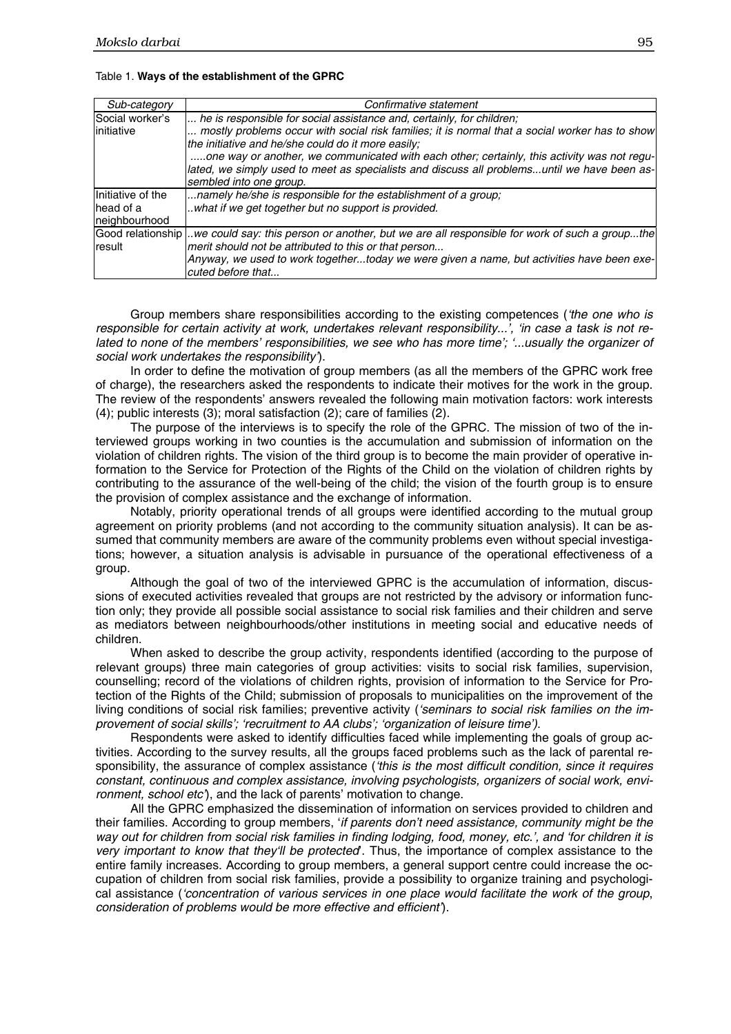Table 1. **Ways of the establishment of the GPRC**

| *Sub-category* | *Confirmative statement* |
| --- | --- |
| Social worker's initiative | *... he is responsible for social assistance and, certainly, for children;*<br>*... mostly problems occur with social risk families; it is normal that a social worker has to show the initiative and he/she could do it more easily;*<br>*.....one way or another, we communicated with each other; certainly, this activity was not regulated, we simply used to meet as specialists and discuss all problems...until we have been assembled into one group.* |
| Initiative of the head of a neighbourhood | *...namely he/she is responsible for the establishment of a group;*<br>*..what if we get together but no support is provided.* |
| Good relationship result | *..we could say: this person or another, but we are all responsible for work of such a group...the merit should not be attributed to this or that person...*<br>*Anyway, we used to work together...today we were given a name, but activities have been executed before that...* |

Group members share responsibilities according to the existing competences (*'the one who is responsible for certain activity at work, undertakes relevant responsibility...', 'in case a task is not related to none of the members' responsibilities, we see who has more time'; '...usually the organizer of social work undertakes the responsibility'*).

In order to define the motivation of group members (as all the members of the GPRC work free of charge), the researchers asked the respondents to indicate their motives for the work in the group. The review of the respondents' answers revealed the following main motivation factors: work interests (4); public interests (3); moral satisfaction (2); care of families (2).

The purpose of the interviews is to specify the role of the GPRC. The mission of two of the interviewed groups working in two counties is the accumulation and submission of information on the violation of children rights. The vision of the third group is to become the main provider of operative information to the Service for Protection of the Rights of the Child on the violation of children rights by contributing to the assurance of the well-being of the child; the vision of the fourth group is to ensure the provision of complex assistance and the exchange of information.

Notably, priority operational trends of all groups were identified according to the mutual group agreement on priority problems (and not according to the community situation analysis). It can be assumed that community members are aware of the community problems even without special investigations; however, a situation analysis is advisable in pursuance of the operational effectiveness of a group.

Although the goal of two of the interviewed GPRC is the accumulation of information, discussions of executed activities revealed that groups are not restricted by the advisory or information function only; they provide all possible social assistance to social risk families and their children and serve as mediators between neighbourhoods/other institutions in meeting social and educative needs of children.

When asked to describe the group activity, respondents identified (according to the purpose of relevant groups) three main categories of group activities: visits to social risk families, supervision, counselling; record of the violations of children rights, provision of information to the Service for Protection of the Rights of the Child; submission of proposals to municipalities on the improvement of the living conditions of social risk families; preventive activity (*'seminars to social risk families on the improvement of social skills'; 'recruitment to AA clubs'; 'organization of leisure time')*.

Respondents were asked to identify difficulties faced while implementing the goals of group activities. According to the survey results, all the groups faced problems such as the lack of parental responsibility, the assurance of complex assistance (*'this is the most difficult condition, since it requires constant, continuous and complex assistance, involving psychologists, organizers of social work, environment, school etc'*), and the lack of parents' motivation to change.

All the GPRC emphasized the dissemination of information on services provided to children and their families. According to group members, '*if parents don't need assistance, community might be the way out for children from social risk families in finding lodging, food, money, etc.*', and *'for children it is very important to know that they'll be protected*'. Thus, the importance of complex assistance to the entire family increases. According to group members, a general support centre could increase the occupation of children from social risk families, provide a possibility to organize training and psychological assistance (*'concentration of various services in one place would facilitate the work of the group, consideration of problems would be more effective and efficient'*).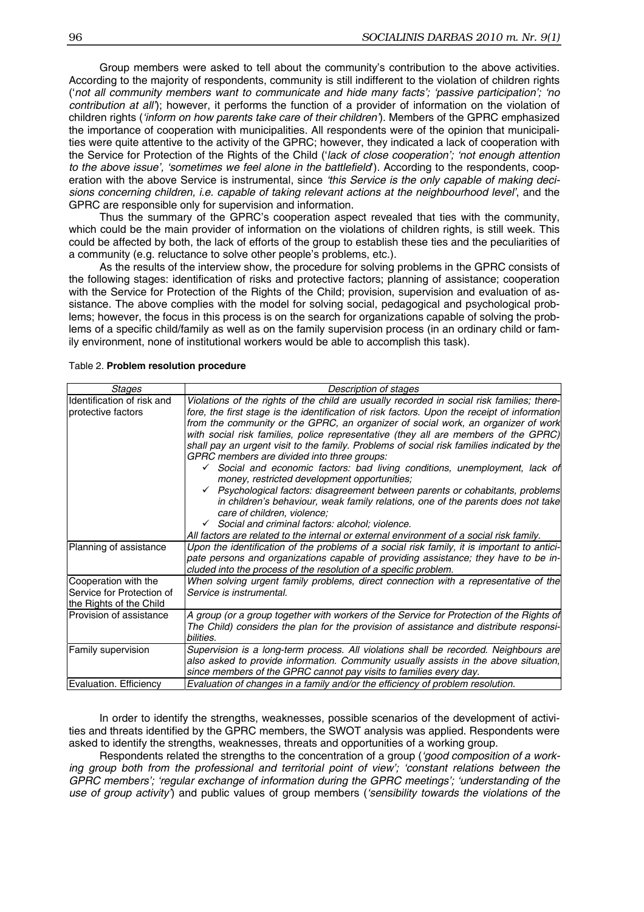Group members were asked to tell about the community's contribution to the above activities. According to the majority of respondents, community is still indifferent to the violation of children rights ('*not all community members want to communicate and hide many facts'; 'passive participation'; 'no contribution at all*'); however, it performs the function of a provider of information on the violation of children rights (*'inform on how parents take care of their children'*). Members of the GPRC emphasized the importance of cooperation with municipalities. All respondents were of the opinion that municipalities were quite attentive to the activity of the GPRC; however, they indicated a lack of cooperation with the Service for Protection of the Rights of the Child ('*lack of close cooperation'; 'not enough attention to the above issue', 'sometimes we feel alone in the battlefield*'). According to the respondents, cooperation with the above Service is instrumental, since *'this Service is the only capable of making decisions concerning children, i.e. capable of taking relevant actions at the neighbourhood level'*, and the GPRC are responsible only for supervision and information.

Thus the summary of the GPRC's cooperation aspect revealed that ties with the community, which could be the main provider of information on the violations of children rights, is still week. This could be affected by both, the lack of efforts of the group to establish these ties and the peculiarities of a community (e.g. reluctance to solve other people's problems, etc.).

As the results of the interview show, the procedure for solving problems in the GPRC consists of the following stages: identification of risks and protective factors; planning of assistance; cooperation with the Service for Protection of the Rights of the Child; provision, supervision and evaluation of assistance. The above complies with the model for solving social, pedagogical and psychological problems; however, the focus in this process is on the search for organizations capable of solving the problems of a specific child/family as well as on the family supervision process (in an ordinary child or family environment, none of institutional workers would be able to accomplish this task).

Table 2. **Problem resolution procedure**

| *Stages* | *Description of stages* |
|---|---|
| Identification of risk and protective factors | *Violations of the rights of the child are usually recorded in social risk families; therefore, the first stage is the identification of risk factors. Upon the receipt of information from the community or the GPRC, an organizer of social work, an organizer of work with social risk families, police representative (they all are members of the GPRC) shall pay an urgent visit to the family. Problems of social risk families indicated by the GPRC members are divided into three groups:* <br> ✓ *Social and economic factors: bad living conditions, unemployment, lack of money, restricted development opportunities;* <br> ✓ *Psychological factors: disagreement between parents or cohabitants, problems in children's behaviour, weak family relations, one of the parents does not take care of children, violence;* <br> ✓ *Social and criminal factors: alcohol; violence.* <br> *All factors are related to the internal or external environment of a social risk family.* |
| Planning of assistance | *Upon the identification of the problems of a social risk family, it is important to anticipate persons and organizations capable of providing assistance; they have to be included into the process of the resolution of a specific problem.* |
| Cooperation with the Service for Protection of the Rights of the Child | *When solving urgent family problems, direct connection with a representative of the Service is instrumental.* |
| Provision of assistance | *A group (or a group together with workers of the Service for Protection of the Rights of The Child) considers the plan for the provision of assistance and distribute responsibilities.* |
| Family supervision | *Supervision is a long-term process. All violations shall be recorded. Neighbours are also asked to provide information. Community usually assists in the above situation, since members of the GPRC cannot pay visits to families every day.* |
| Evaluation. Efficiency | *Evaluation of changes in a family and/or the efficiency of problem resolution.* |

In order to identify the strengths, weaknesses, possible scenarios of the development of activities and threats identified by the GPRC members, the SWOT analysis was applied. Respondents were asked to identify the strengths, weaknesses, threats and opportunities of a working group.

Respondents related the strengths to the concentration of a group (*'good composition of a working group both from the professional and territorial point of view'; 'constant relations between the GPRC members'; 'regular exchange of information during the GPRC meetings'; 'understanding of the use of group activity'*) and public values of group members (*'sensibility towards the violations of the*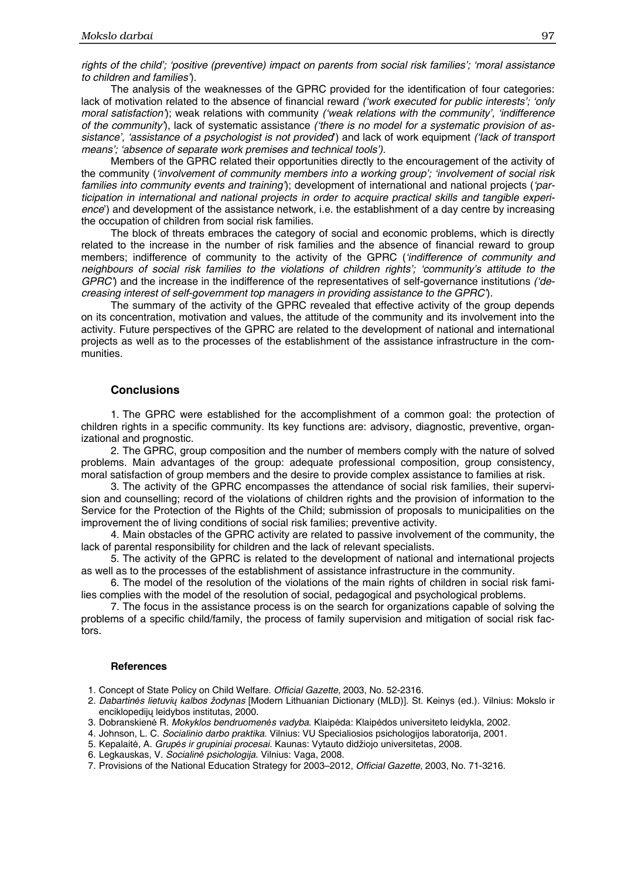*rights of the child'; 'positive (preventive) impact on parents from social risk families'; 'moral assistance to children and families'*).

The analysis of the weaknesses of the GPRC provided for the identification of four categories: lack of motivation related to the absence of financial reward *('work executed for public interests'; 'only moral satisfaction'*); weak relations with community *('weak relations with the community', 'indifference of the community'*), lack of systematic assistance *('there is no model for a systematic provision of assistance', 'assistance of a psychologist is not provided'*) and lack of work equipment *('lack of transport means'; 'absence of separate work premises and technical tools')*.

Members of the GPRC related their opportunities directly to the encouragement of the activity of the community (*'involvement of community members into a working group'; 'involvement of social risk families into community events and training'*); development of international and national projects (*'participation in international and national projects in order to acquire practical skills and tangible experience'*) and development of the assistance network, i.e. the establishment of a day centre by increasing the occupation of children from social risk families.

The block of threats embraces the category of social and economic problems, which is directly related to the increase in the number of risk families and the absence of financial reward to group members; indifference of community to the activity of the GPRC (*'indifference of community and neighbours of social risk families to the violations of children rights'; 'community's attitude to the GPRC'*) and the increase in the indifference of the representatives of self-governance institutions *('decreasing interest of self-government top managers in providing assistance to the GPRC'*).

The summary of the activity of the GPRC revealed that effective activity of the group depends on its concentration, motivation and values, the attitude of the community and its involvement into the activity. Future perspectives of the GPRC are related to the development of national and international projects as well as to the processes of the establishment of the assistance infrastructure in the communities.

## Conclusions

1. The GPRC were established for the accomplishment of a common goal: the protection of children rights in a specific community. Its key functions are: advisory, diagnostic, preventive, organizational and prognostic.

2. The GPRC, group composition and the number of members comply with the nature of solved problems. Main advantages of the group: adequate professional composition, group consistency, moral satisfaction of group members and the desire to provide complex assistance to families at risk.

3. The activity of the GPRC encompasses the attendance of social risk families, their supervision and counselling; record of the violations of children rights and the provision of information to the Service for the Protection of the Rights of the Child; submission of proposals to municipalities on the improvement the of living conditions of social risk families; preventive activity.

4. Main obstacles of the GPRC activity are related to passive involvement of the community, the lack of parental responsibility for children and the lack of relevant specialists.

5. The activity of the GPRC is related to the development of national and international projects as well as to the processes of the establishment of assistance infrastructure in the community.

6. The model of the resolution of the violations of the main rights of children in social risk families complies with the model of the resolution of social, pedagogical and psychological problems.

7. The focus in the assistance process is on the search for organizations capable of solving the problems of a specific child/family, the process of family supervision and mitigation of social risk factors.

### References

1. Concept of State Policy on Child Welfare. *Official Gazette,* 2003, No. 52-2316.
2. *Dabartinės lietuvių kalbos žodynas* [Modern Lithuanian Dictionary (MLD)]. St. Keinys (ed.). Vilnius: Mokslo ir enciklopedijų leidybos institutas, 2000.
3. Dobranskienė R. *Mokyklos bendruomenės vadyba*. Klaipėda: Klaipėdos universiteto leidykla, 2002.
4. Johnson, L. C. *Socialinio darbo praktika*. Vilnius: VU Specialiosios psichologijos laboratorija, 2001.
5. Kepalaitė, A. *Grupės ir grupiniai procesai*. Kaunas: Vytauto didžiojo universitetas, 2008.
6. Legkauskas, V. *Socialinė psichologija*. Vilnius: Vaga, 2008.
7. Provisions of the National Education Strategy for 2003–2012, *Official Gazette,* 2003, No. 71-3216.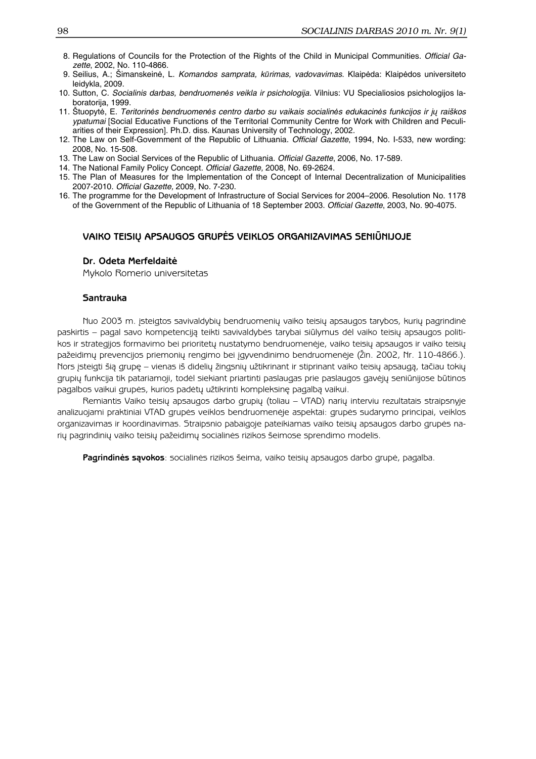8. Regulations of Councils for the Protection of the Rights of the Child in Municipal Communities. *Official Gazette*, 2002, No. 110-4866.
9. Seilius, A.; Šimanskeinė, L. *Komandos samprata, kūrimas, vadovavimas*. Klaipėda: Klaipėdos universiteto leidykla, 2009.
10. Sutton, C. *Socialinis darbas, bendruomenės veikla ir psichologija*. Vilnius: VU Specialiosios psichologijos laboratorija, 1999.
11. Štuopytė, E. *Teritorinės bendruomenės centro darbo su vaikais socialinės edukacinės funkcijos ir jų raiškos ypatumai* [Social Educative Functions of the Territorial Community Centre for Work with Children and Peculiarities of their Expression]. Ph.D. diss. Kaunas University of Technology, 2002.
12. The Law on Self-Government of the Republic of Lithuania. *Official Gazette*, 1994, No. I-533, new wording: 2008, No. 15-508.
13. The Law on Social Services of the Republic of Lithuania. *Official Gazette*, 2006, No. 17-589.
14. The National Family Policy Concept. *Official Gazette,* 2008, No. 69-2624.
15. The Plan of Measures for the Implementation of the Concept of Internal Decentralization of Municipalities 2007-2010. *Official Gazette,* 2009, No. 7-230.
16. The programme for the Development of Infrastructure of Social Services for 2004–2006. Resolution No. 1178 of the Government of the Republic of Lithuania of 18 September 2003. *Official Gazette*, 2003, No. 90-4075.

## VAIKO TEISIŲ APSAUGOS GRUPĖS VEIKLOS ORGANIZAVIMAS SENIŪNIJOJE

**Dr. Odeta Merfeldaitė**

Mykolo Romerio universitetas

### Santrauka

Nuo 2003 m. įsteigtos savivaldybių bendruomenių vaiko teisių apsaugos tarybos, kurių pagrindinė paskirtis – pagal savo kompetenciją teikti savivaldybės tarybai siūlymus dėl vaiko teisių apsaugos politikos ir strategijos formavimo bei prioritetų nustatymo bendruomenėje, vaiko teisių apsaugos ir vaiko teisių pažeidimų prevencijos priemonių rengimo bei įgyvendinimo bendruomenėje (Žin. 2002, Nr. 110-4866.). Nors įsteigti šią grupę – vienas iš didelių žingsnių užtikrinant ir stiprinant vaiko teisių apsaugą, tačiau tokių grupių funkcija tik patariamoji, todėl siekiant priartinti paslaugas prie paslaugos gavėjų seniūnijose būtinos pagalbos vaikui grupės, kurios padėtų užtikrinti kompleksinę pagalbą vaikui.

Remiantis Vaiko teisių apsaugos darbo grupių (toliau – VTAD) narių interviu rezultatais straipsnyje analizuojami praktiniai VTAD grupės veiklos bendruomenėje aspektai: grupės sudarymo principai, veiklos organizavimas ir koordinavimas. Straipsnio pabaigoje pateikiamas vaiko teisių apsaugos darbo grupės narių pagrindinių vaiko teisių pažeidimų socialinės rizikos šeimose sprendimo modelis.

**Pagrindinės sąvokos**: socialinės rizikos šeima, vaiko teisių apsaugos darbo grupė, pagalba.